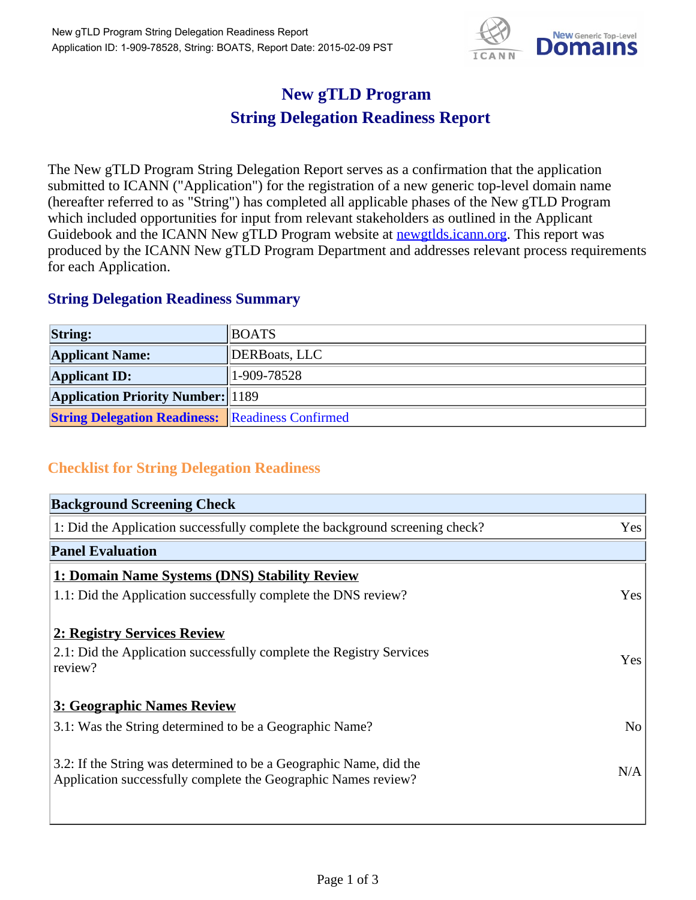# New gTLD Program
# String Delegation Readiness Report

The New gTLD Program String Delegation Report serves as a confirmation that the application submitted to ICANN ("Application") for the registration of a new generic top-level domain name (hereafter referred to as "String") has completed all applicable phases of the New gTLD Program which included opportunities for input from relevant stakeholders as outlined in the Applicant Guidebook and the ICANN New gTLD Program website at newgtlds.icann.org. This report was produced by the ICANN New gTLD Program Department and addresses relevant process requirements for each Application.

## String Delegation Readiness Summary

| | |
|---|---|
| **String:** | BOATS |
| **Applicant Name:** | DERBoats, LLC |
| **Applicant ID:** | 1-909-78528 |
| **Application Priority Number:** | 1189 |
| **String Delegation Readiness:** | Readiness Confirmed |

## Checklist for String Delegation Readiness

| **Background Screening Check** | |
|---|---|
| 1: Did the Application successfully complete the background screening check? | Yes |
| **Panel Evaluation** | |
| **1: Domain Name Systems (DNS) Stability Review** | |
| 1.1: Did the Application successfully complete the DNS review? | Yes |
| **2: Registry Services Review** | |
| 2.1: Did the Application successfully complete the Registry Services review? | Yes |
| **3: Geographic Names Review** | |
| 3.1: Was the String determined to be a Geographic Name? | No |
| 3.2: If the String was determined to be a Geographic Name, did the Application successfully complete the Geographic Names review? | N/A |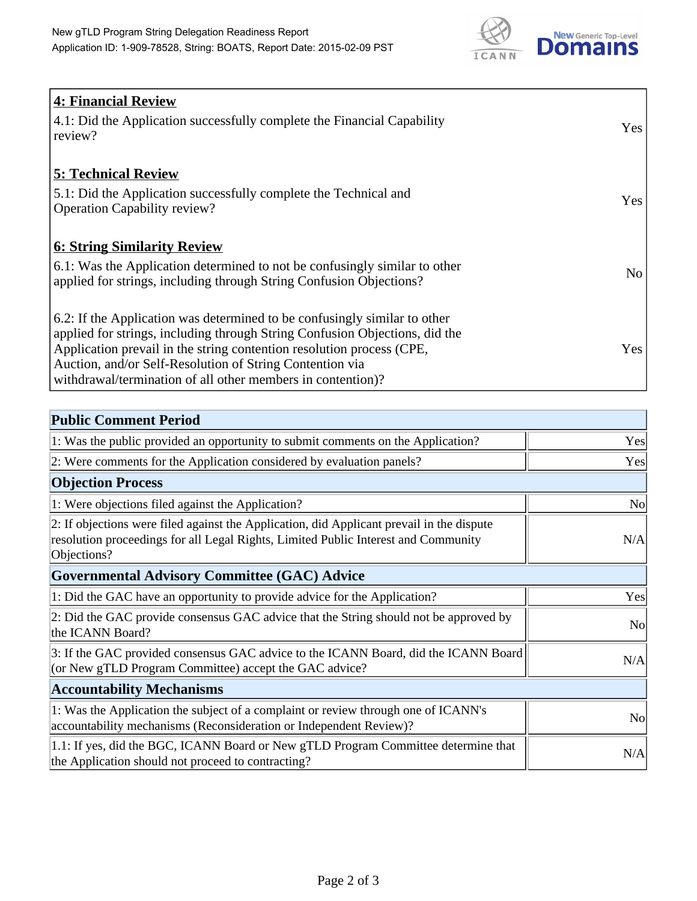| | |
|---|---|
| **4: Financial Review** | |
| 4.1: Did the Application successfully complete the Financial Capability review? | Yes |
| **5: Technical Review** | |
| 5.1: Did the Application successfully complete the Technical and Operation Capability review? | Yes |
| **6: String Similarity Review** | |
| 6.1: Was the Application determined to not be confusingly similar to other applied for strings, including through String Confusion Objections? | No |
| 6.2: If the Application was determined to be confusingly similar to other applied for strings, including through String Confusion Objections, did the Application prevail in the string contention resolution process (CPE, Auction, and/or Self-Resolution of String Contention via withdrawal/termination of all other members in contention)? | Yes |

| **Public Comment Period** | |
|---|---|
| 1: Was the public provided an opportunity to submit comments on the Application? | Yes |
| 2: Were comments for the Application considered by evaluation panels? | Yes |
| **Objection Process** | |
| 1: Were objections filed against the Application? | No |
| 2: If objections were filed against the Application, did Applicant prevail in the dispute resolution proceedings for all Legal Rights, Limited Public Interest and Community Objections? | N/A |
| **Governmental Advisory Committee (GAC) Advice** | |
| 1: Did the GAC have an opportunity to provide advice for the Application? | Yes |
| 2: Did the GAC provide consensus GAC advice that the String should not be approved by the ICANN Board? | No |
| 3: If the GAC provided consensus GAC advice to the ICANN Board, did the ICANN Board (or New gTLD Program Committee) accept the GAC advice? | N/A |
| **Accountability Mechanisms** | |
| 1: Was the Application the subject of a complaint or review through one of ICANN's accountability mechanisms (Reconsideration or Independent Review)? | No |
| 1.1: If yes, did the BGC, ICANN Board or New gTLD Program Committee determine that the Application should not proceed to contracting? | N/A |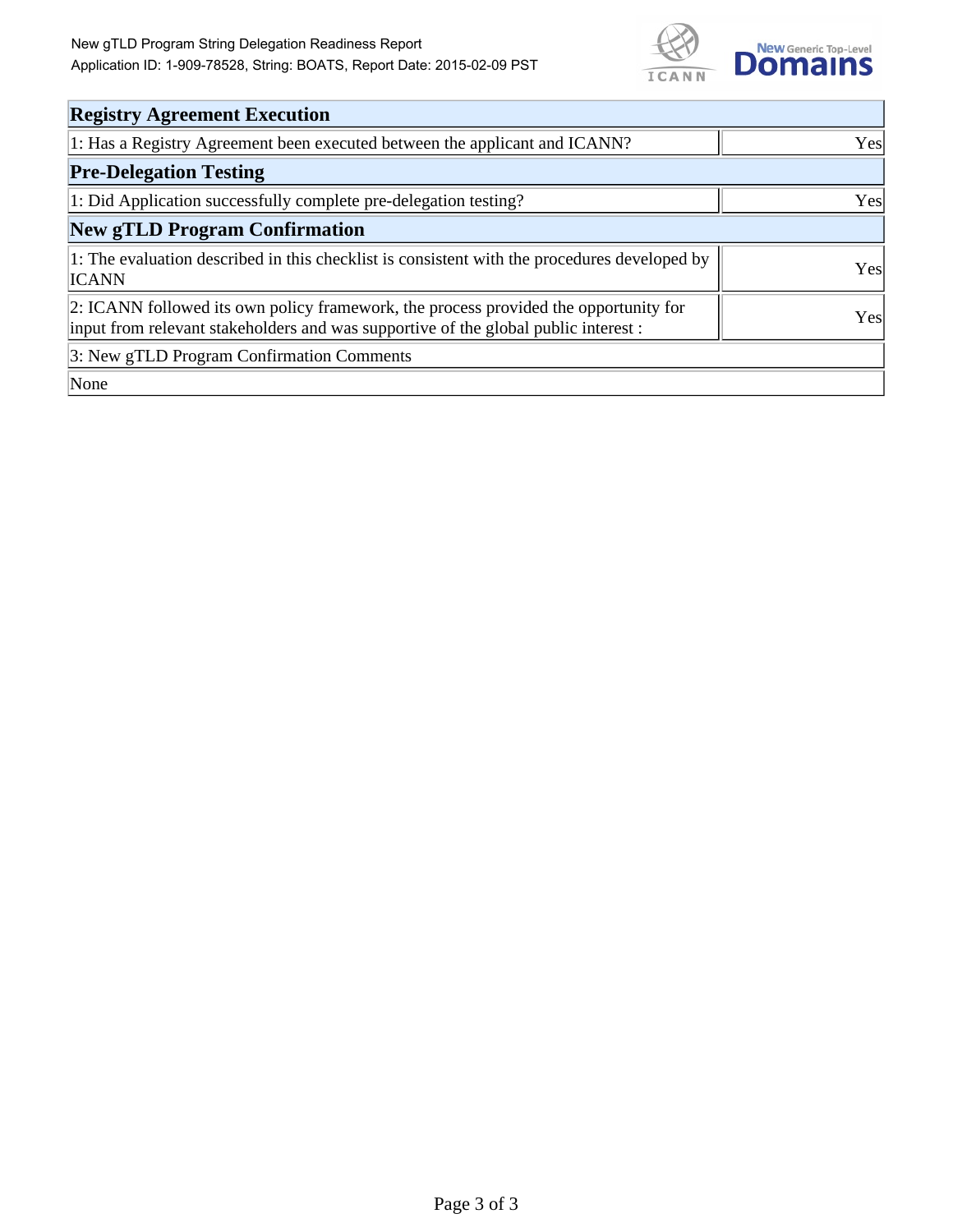| Registry Agreement Execution | |
|---|---|
| 1: Has a Registry Agreement been executed between the applicant and ICANN? | Yes |
| **Pre-Delegation Testing** | |
| 1: Did Application successfully complete pre-delegation testing? | Yes |
| **New gTLD Program Confirmation** | |
| 1: The evaluation described in this checklist is consistent with the procedures developed by ICANN | Yes |
| 2: ICANN followed its own policy framework, the process provided the opportunity for input from relevant stakeholders and was supportive of the global public interest : | Yes |
| 3: New gTLD Program Confirmation Comments | |
| None | |